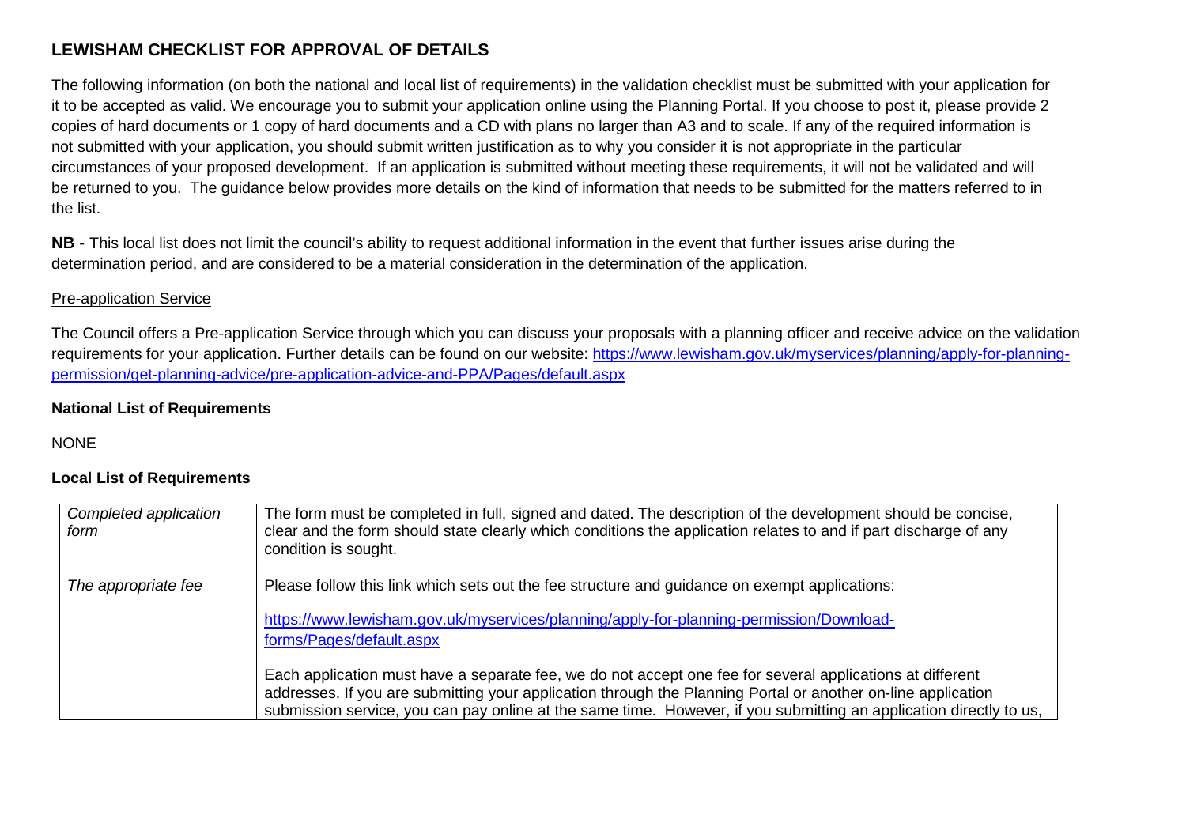## LEWISHAM CHECKLIST FOR APPROVAL OF DETAILS

The following information (on both the national and local list of requirements) in the validation checklist must be submitted with your application for it to be accepted as valid. We encourage you to submit your application online using the Planning Portal. If you choose to post it, please provide 2 copies of hard documents or 1 copy of hard documents and a CD with plans no larger than A3 and to scale. If any of the required information is not submitted with your application, you should submit written justification as to why you consider it is not appropriate in the particular circumstances of your proposed development. If an application is submitted without meeting these requirements, it will not be validated and will be returned to you. The guidance below provides more details on the kind of information that needs to be submitted for the matters referred to in the list.

**NB** - This local list does not limit the council's ability to request additional information in the event that further issues arise during the determination period, and are considered to be a material consideration in the determination of the application.

Pre-application Service

The Council offers a Pre-application Service through which you can discuss your proposals with a planning officer and receive advice on the validation requirements for your application. Further details can be found on our website: [https://www.lewisham.gov.uk/myservices/planning/apply-for-planning-permission/get-planning-advice/pre-application-advice-and-PPA/Pages/default.aspx](https://www.lewisham.gov.uk/myservices/planning/apply-for-planning-permission/get-planning-advice/pre-application-advice-and-PPA/Pages/default.aspx)

**National List of Requirements**

NONE

**Local List of Requirements**

| | |
|---|---|
| *Completed application form* | The form must be completed in full, signed and dated. The description of the development should be concise, clear and the form should state clearly which conditions the application relates to and if part discharge of any condition is sought. |
| *The appropriate fee* | Please follow this link which sets out the fee structure and guidance on exempt applications:<br><br>[https://www.lewisham.gov.uk/myservices/planning/apply-for-planning-permission/Download-forms/Pages/default.aspx](https://www.lewisham.gov.uk/myservices/planning/apply-for-planning-permission/Download-forms/Pages/default.aspx)<br><br>Each application must have a separate fee, we do not accept one fee for several applications at different addresses. If you are submitting your application through the Planning Portal or another on-line application submission service, you can pay online at the same time. However, if you submitting an application directly to us, |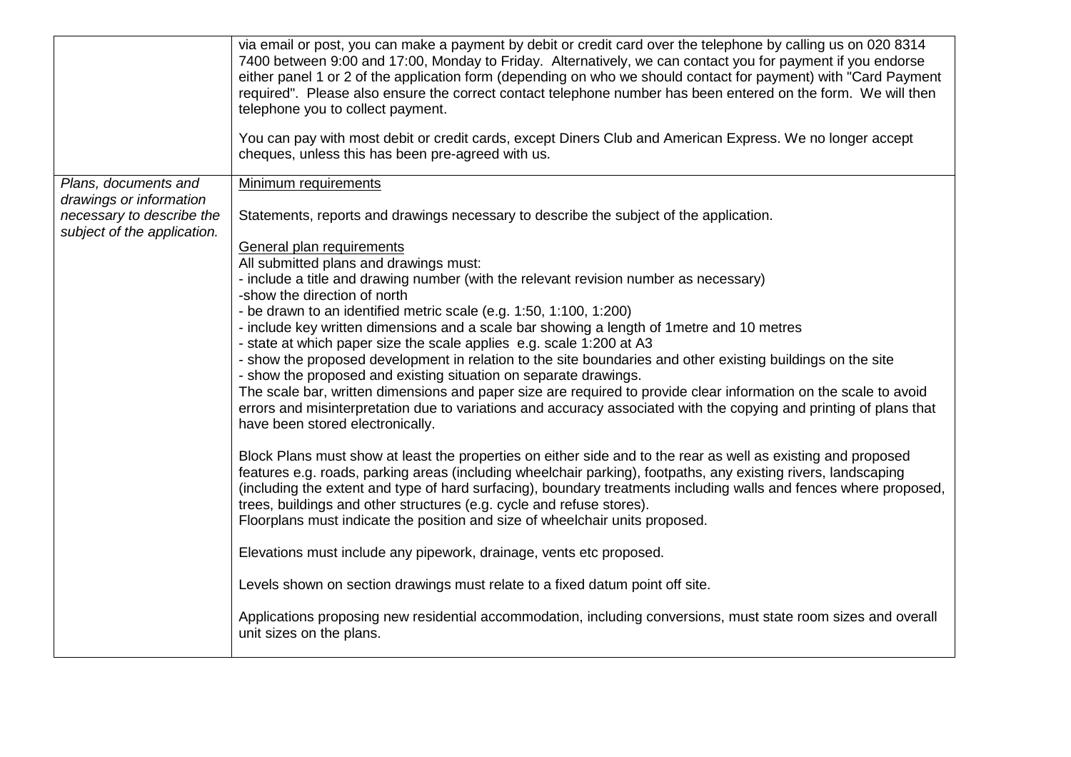| | |
|---|---|
| | via email or post, you can make a payment by debit or credit card over the telephone by calling us on 020 8314 7400 between 9:00 and 17:00, Monday to Friday. Alternatively, we can contact you for payment if you endorse either panel 1 or 2 of the application form (depending on who we should contact for payment) with "Card Payment required". Please also ensure the correct contact telephone number has been entered on the form. We will then telephone you to collect payment.<br><br>You can pay with most debit or credit cards, except Diners Club and American Express. We no longer accept cheques, unless this has been pre-agreed with us. |
| *Plans, documents and drawings or information necessary to describe the subject of the application.* | <u>Minimum requirements</u><br><br>Statements, reports and drawings necessary to describe the subject of the application.<br><br><u>General plan requirements</u><br>All submitted plans and drawings must:<br>- include a title and drawing number (with the relevant revision number as necessary)<br>-show the direction of north<br>- be drawn to an identified metric scale (e.g. 1:50, 1:100, 1:200)<br>- include key written dimensions and a scale bar showing a length of 1metre and 10 metres<br>- state at which paper size the scale applies e.g. scale 1:200 at A3<br>- show the proposed development in relation to the site boundaries and other existing buildings on the site<br>- show the proposed and existing situation on separate drawings.<br>The scale bar, written dimensions and paper size are required to provide clear information on the scale to avoid errors and misinterpretation due to variations and accuracy associated with the copying and printing of plans that have been stored electronically.<br><br>Block Plans must show at least the properties on either side and to the rear as well as existing and proposed features e.g. roads, parking areas (including wheelchair parking), footpaths, any existing rivers, landscaping (including the extent and type of hard surfacing), boundary treatments including walls and fences where proposed, trees, buildings and other structures (e.g. cycle and refuse stores).<br>Floorplans must indicate the position and size of wheelchair units proposed.<br><br>Elevations must include any pipework, drainage, vents etc proposed.<br><br>Levels shown on section drawings must relate to a fixed datum point off site.<br><br>Applications proposing new residential accommodation, including conversions, must state room sizes and overall unit sizes on the plans. |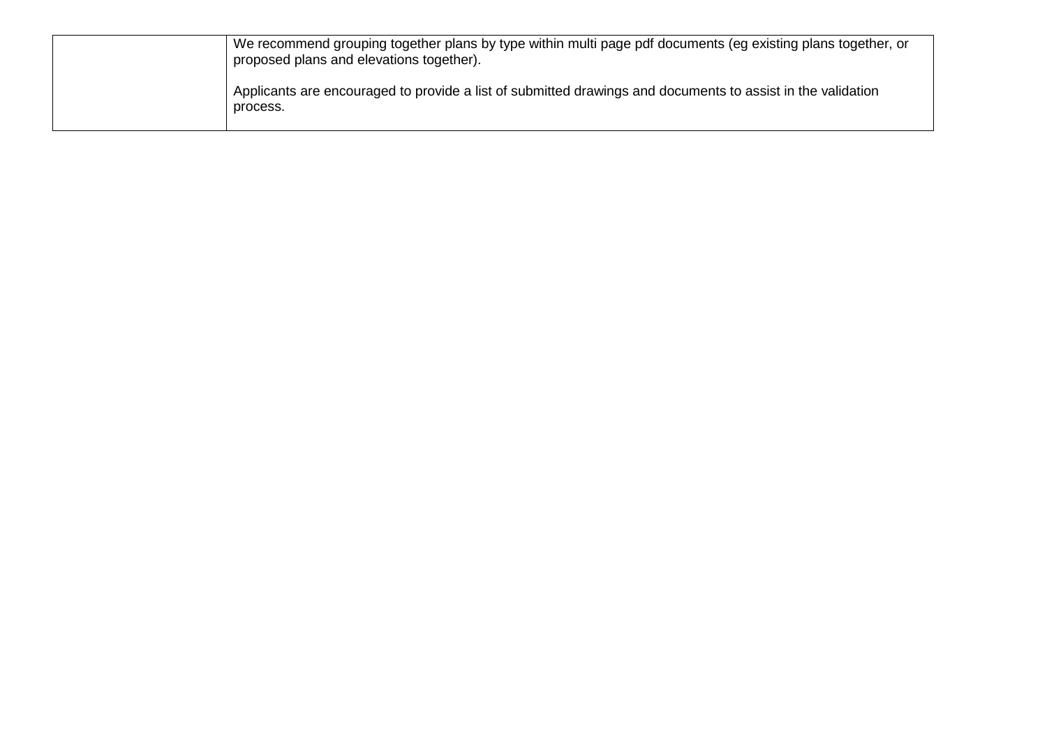| | |
|---|---|
| | We recommend grouping together plans by type within multi page pdf documents (eg existing plans together, or proposed plans and elevations together).<br><br>Applicants are encouraged to provide a list of submitted drawings and documents to assist in the validation process. |